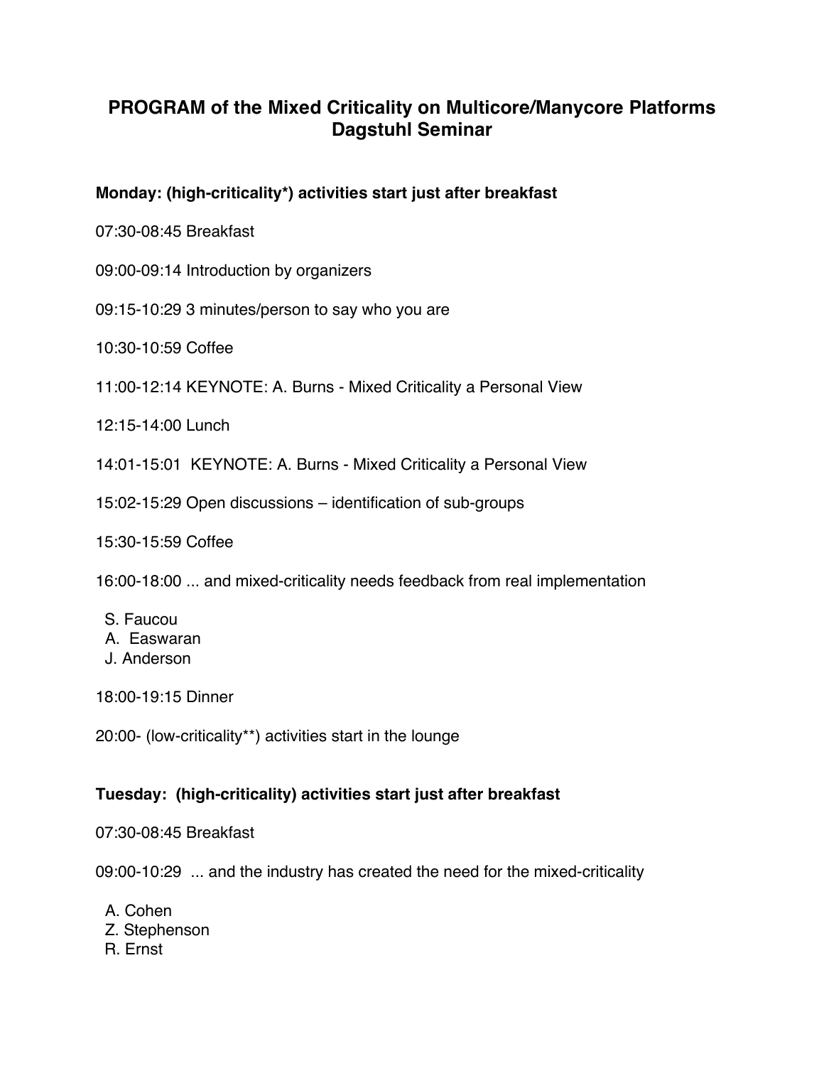# PROGRAM of the Mixed Criticality on Multicore/Manycore Platforms Dagstuhl Seminar

**Monday: (high-criticality*) activities start just after breakfast**

07:30-08:45 Breakfast

09:00-09:14 Introduction by organizers

09:15-10:29 3 minutes/person to say who you are

10:30-10:59 Coffee

11:00-12:14 KEYNOTE: A. Burns - Mixed Criticality a Personal View

12:15-14:00 Lunch

14:01-15:01 KEYNOTE: A. Burns - Mixed Criticality a Personal View

15:02-15:29 Open discussions – identification of sub-groups

15:30-15:59 Coffee

16:00-18:00 ... and mixed-criticality needs feedback from real implementation

S. Faucou
A. Easwaran
J. Anderson

18:00-19:15 Dinner

20:00- (low-criticality**) activities start in the lounge

**Tuesday: (high-criticality) activities start just after breakfast**

07:30-08:45 Breakfast

09:00-10:29 ... and the industry has created the need for the mixed-criticality

A. Cohen
Z. Stephenson
R. Ernst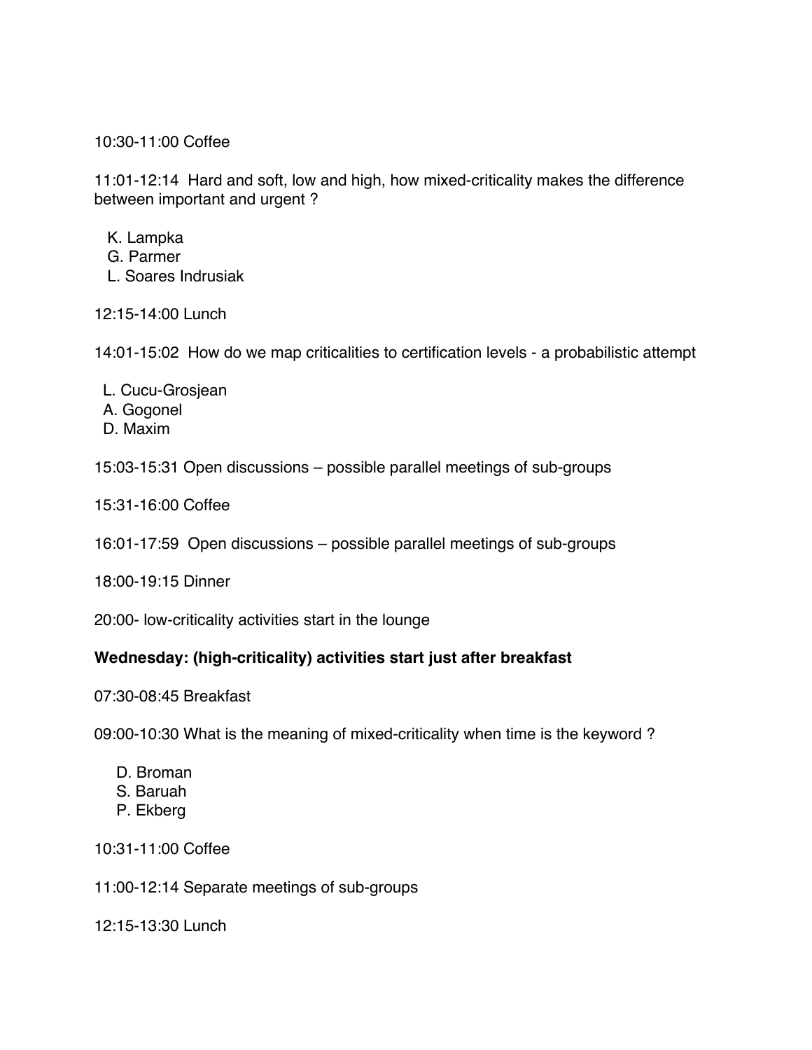10:30-11:00 Coffee

11:01-12:14 Hard and soft, low and high, how mixed-criticality makes the difference between important and urgent ?

K. Lampka
G. Parmer
L. Soares Indrusiak

12:15-14:00 Lunch

14:01-15:02 How do we map criticalities to certification levels - a probabilistic attempt

L. Cucu-Grosjean
A. Gogonel
D. Maxim

15:03-15:31 Open discussions – possible parallel meetings of sub-groups

15:31-16:00 Coffee

16:01-17:59 Open discussions – possible parallel meetings of sub-groups

18:00-19:15 Dinner

20:00- low-criticality activities start in the lounge

**Wednesday: (high-criticality) activities start just after breakfast**

07:30-08:45 Breakfast

09:00-10:30 What is the meaning of mixed-criticality when time is the keyword ?

D. Broman
S. Baruah
P. Ekberg

10:31-11:00 Coffee

11:00-12:14 Separate meetings of sub-groups

12:15-13:30 Lunch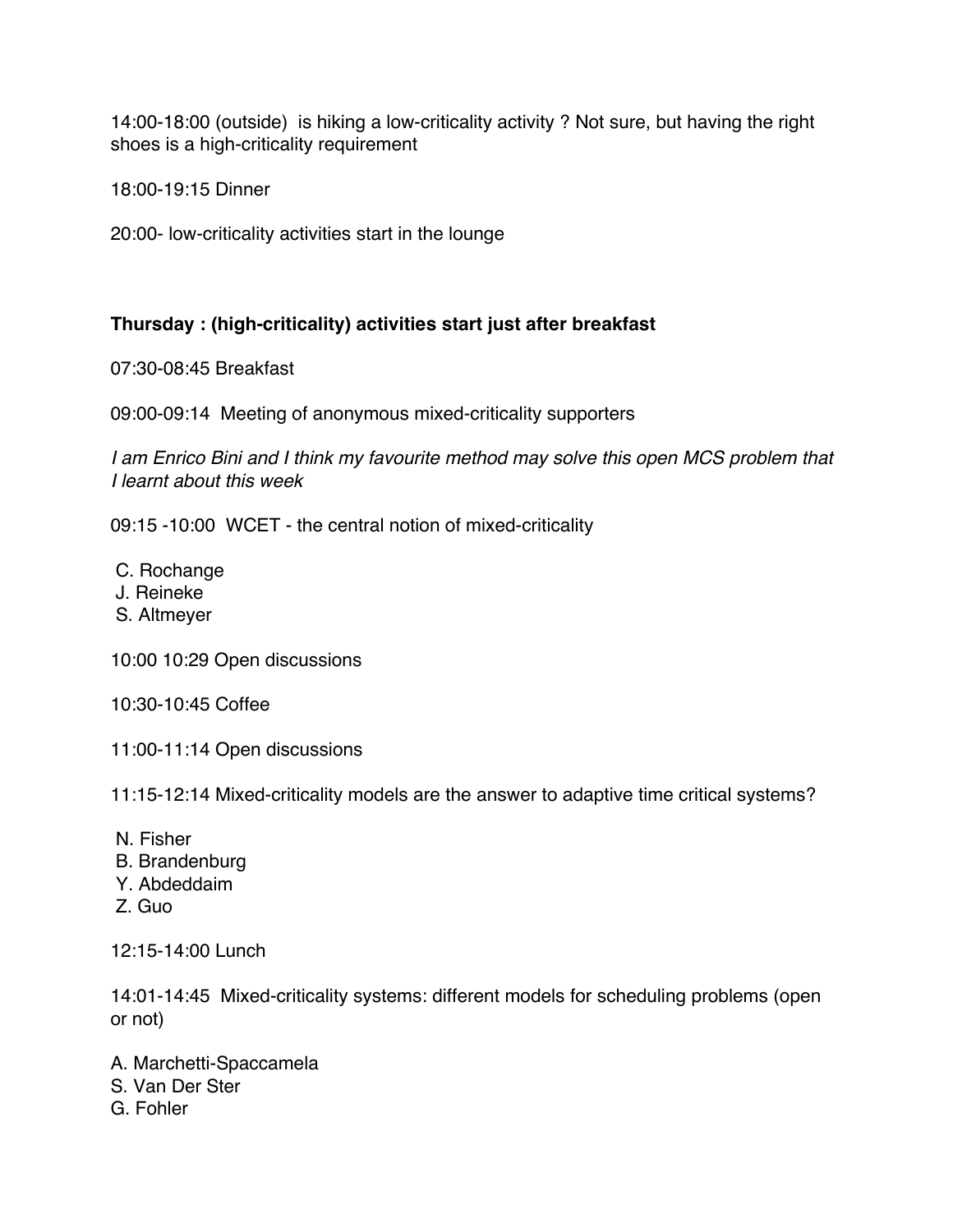14:00-18:00 (outside)  is hiking a low-criticality activity ? Not sure, but having the right shoes is a high-criticality requirement

18:00-19:15 Dinner

20:00- low-criticality activities start in the lounge

**Thursday : (high-criticality) activities start just after breakfast**

07:30-08:45 Breakfast

09:00-09:14  Meeting of anonymous mixed-criticality supporters

*I am Enrico Bini and I think my favourite method may solve this open MCS problem that I learnt about this week*

09:15 -10:00  WCET - the central notion of mixed-criticality

C. Rochange  
J. Reineke  
S. Altmeyer

10:00 10:29 Open discussions

10:30-10:45 Coffee

11:00-11:14 Open discussions

11:15-12:14 Mixed-criticality models are the answer to adaptive time critical systems?

N. Fisher  
B. Brandenburg  
Y. Abdeddaim  
Z. Guo

12:15-14:00 Lunch

14:01-14:45  Mixed-criticality systems: different models for scheduling problems (open or not)

A. Marchetti-Spaccamela  
S. Van Der Ster  
G. Fohler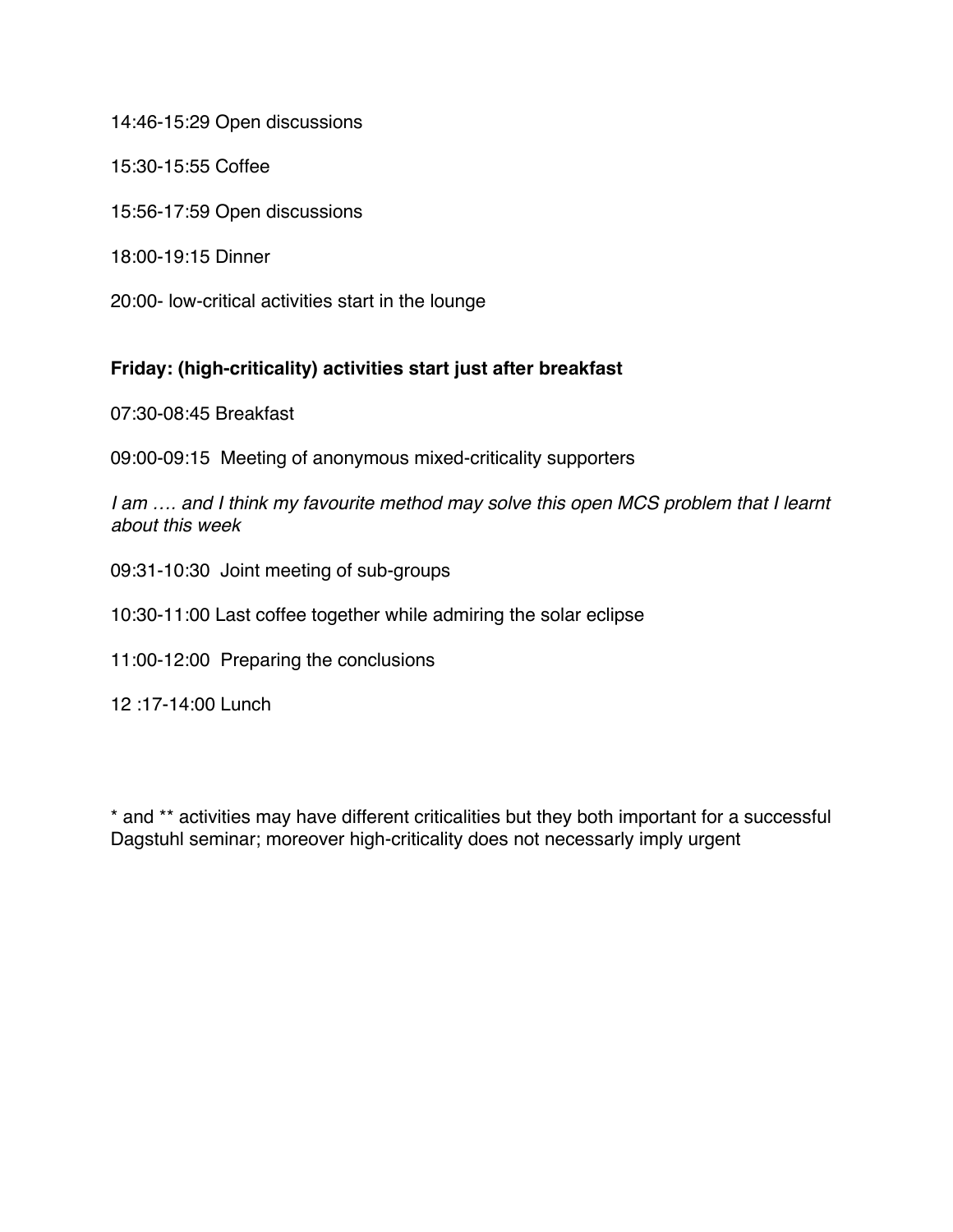14:46-15:29 Open discussions

15:30-15:55 Coffee

15:56-17:59 Open discussions

18:00-19:15 Dinner

20:00- low-critical activities start in the lounge

**Friday: (high-criticality) activities start just after breakfast**

07:30-08:45 Breakfast

09:00-09:15  Meeting of anonymous mixed-criticality supporters

*I am …. and I think my favourite method may solve this open MCS problem that I learnt about this week*

09:31-10:30  Joint meeting of sub-groups

10:30-11:00 Last coffee together while admiring the solar eclipse

11:00-12:00  Preparing the conclusions

12 :17-14:00 Lunch

* and ** activities may have different criticalities but they both important for a successful Dagstuhl seminar; moreover high-criticality does not necessarly imply urgent